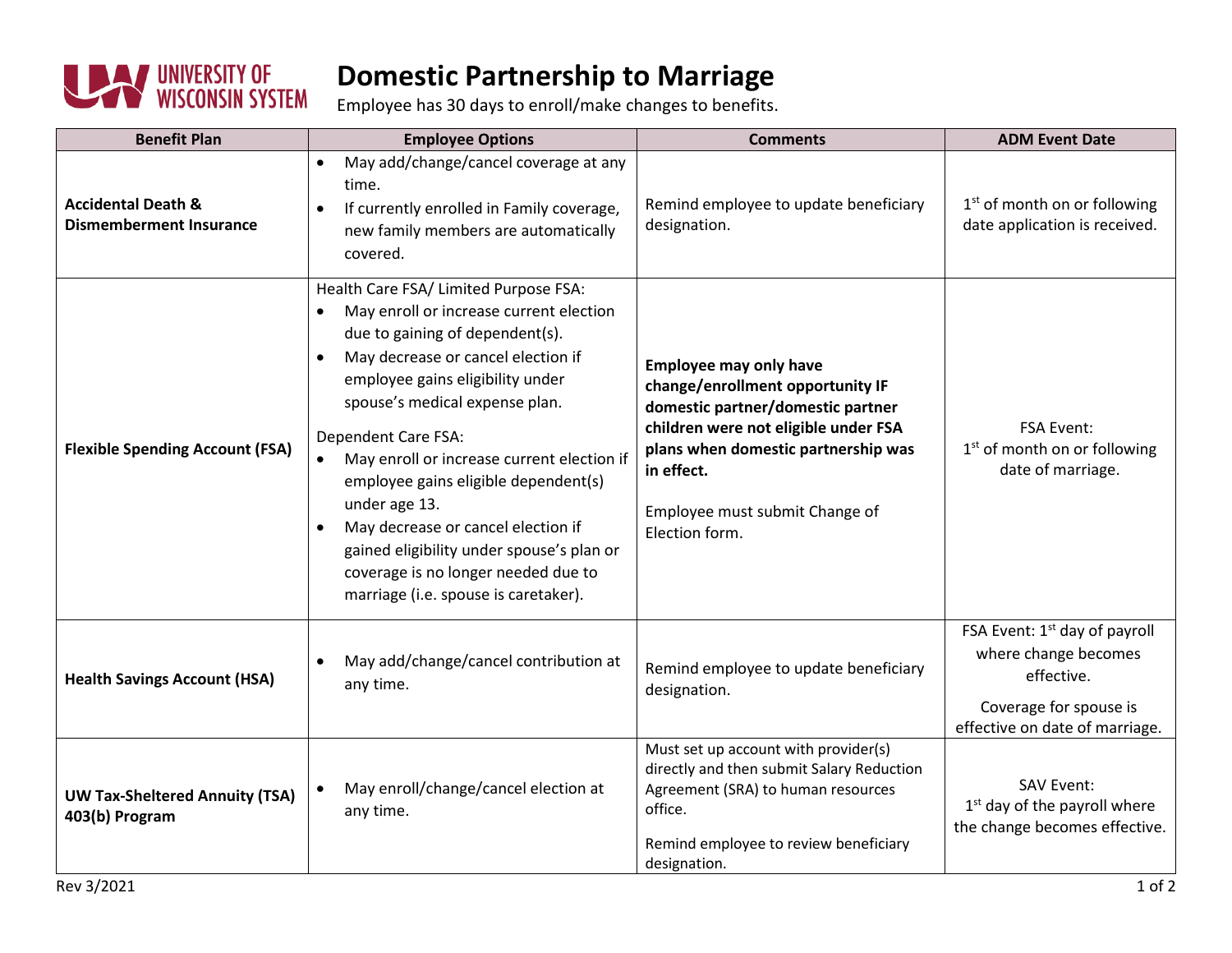# Domestic Partnership to Marriage

Employee has 30 days to enroll/make changes to benefits.

| Benefit Plan | Employee Options | Comments | ADM Event Date |
|---|---|---|---|
| **Accidental Death & Dismemberment Insurance** | • May add/change/cancel coverage at any time.<br>• If currently enrolled in Family coverage, new family members are automatically covered. | Remind employee to update beneficiary designation. | 1st of month on or following date application is received. |
| **Flexible Spending Account (FSA)** | Health Care FSA/ Limited Purpose FSA:<br>• May enroll or increase current election due to gaining of dependent(s).<br>• May decrease or cancel election if employee gains eligibility under spouse's medical expense plan.<br><br>Dependent Care FSA:<br>• May enroll or increase current election if employee gains eligible dependent(s) under age 13.<br>• May decrease or cancel election if gained eligibility under spouse's plan or coverage is no longer needed due to marriage (i.e. spouse is caretaker). | **Employee may only have change/enrollment opportunity IF domestic partner/domestic partner children were not eligible under FSA plans when domestic partnership was in effect.**<br><br>Employee must submit Change of Election form. | FSA Event:<br>1st of month on or following date of marriage. |
| **Health Savings Account (HSA)** | • May add/change/cancel contribution at any time. | Remind employee to update beneficiary designation. | FSA Event: 1st day of payroll where change becomes effective.<br><br>Coverage for spouse is effective on date of marriage. |
| **UW Tax-Sheltered Annuity (TSA) 403(b) Program** | • May enroll/change/cancel election at any time. | Must set up account with provider(s) directly and then submit Salary Reduction Agreement (SRA) to human resources office.<br><br>Remind employee to review beneficiary designation. | SAV Event:<br>1st day of the payroll where the change becomes effective. |

Rev 3/2021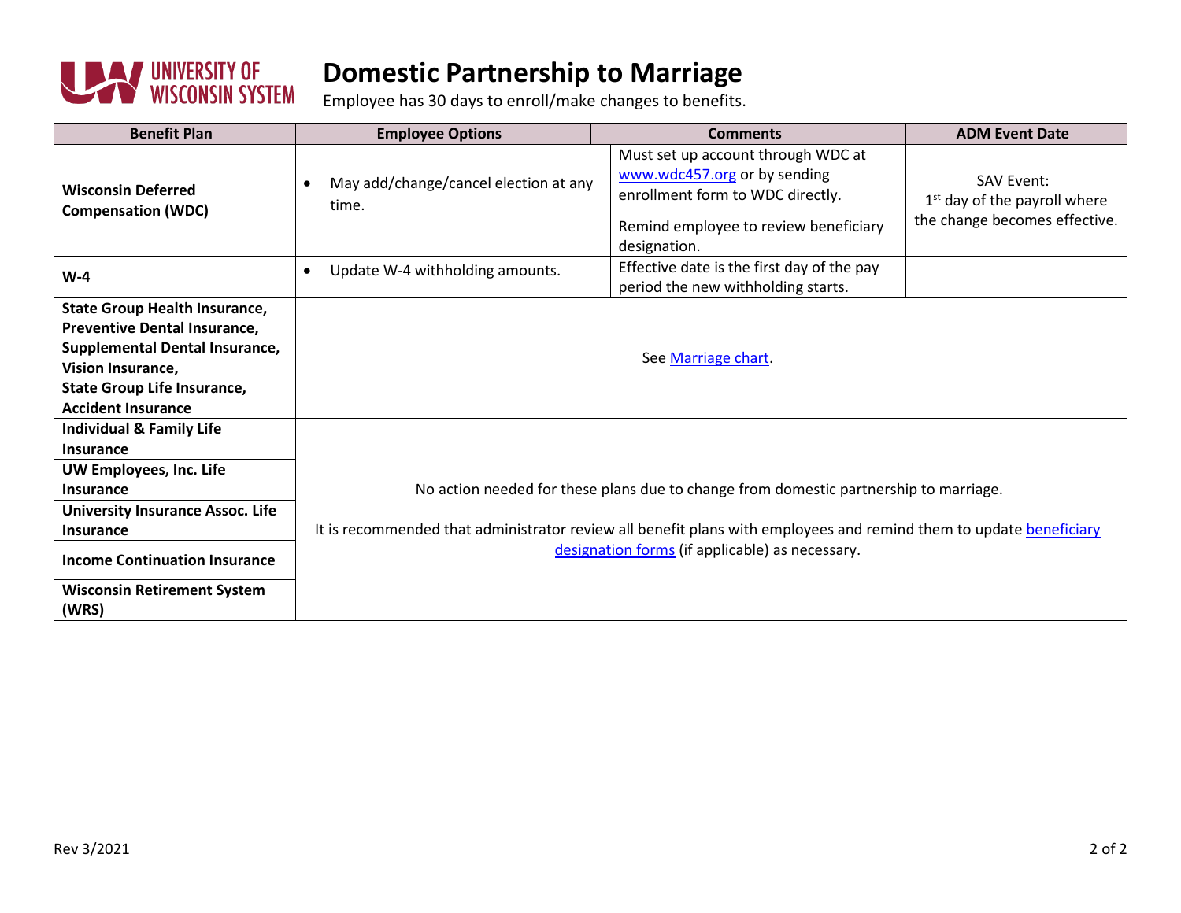UNIVERSITY OF WISCONSIN SYSTEM

# Domestic Partnership to Marriage

Employee has 30 days to enroll/make changes to benefits.

| Benefit Plan | Employee Options | Comments | ADM Event Date |
|---|---|---|---|
| **Wisconsin Deferred Compensation (WDC)** | • May add/change/cancel election at any time. | Must set up account through WDC at www.wdc457.org or by sending enrollment form to WDC directly.<br><br>Remind employee to review beneficiary designation. | SAV Event:<br>1st day of the payroll where the change becomes effective. |
| **W-4** | • Update W-4 withholding amounts. | Effective date is the first day of the pay period the new withholding starts. | |
| **State Group Health Insurance, Preventive Dental Insurance, Supplemental Dental Insurance, Vision Insurance, State Group Life Insurance, Accident Insurance** | See Marriage chart. | | |
| **Individual & Family Life Insurance** | No action needed for these plans due to change from domestic partnership to marriage.<br><br>It is recommended that administrator review all benefit plans with employees and remind them to update beneficiary designation forms (if applicable) as necessary. | | |
| **UW Employees, Inc. Life Insurance** | | | |
| **University Insurance Assoc. Life Insurance** | | | |
| **Income Continuation Insurance** | | | |
| **Wisconsin Retirement System (WRS)** | | | |

Rev 3/2021